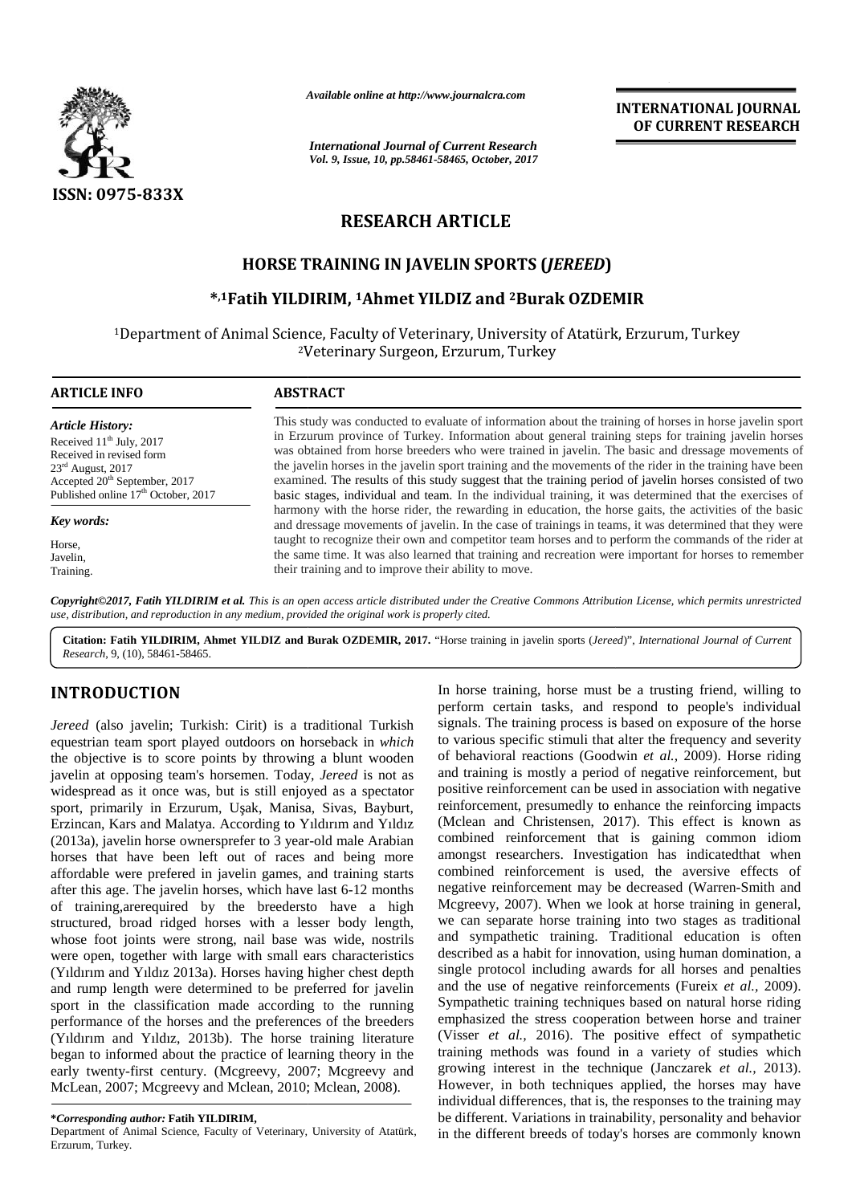*Available online at http://www.journalcra.com*

*International Journal of Current Research*
*Vol. 9, Issue, 10, pp.58461-58465, October, 2017*

**INTERNATIONAL JOURNAL OF CURRENT RESEARCH**

ISSN: 0975-833X

## RESEARCH ARTICLE

# HORSE TRAINING IN JAVELIN SPORTS (*JEREED*)

**\*,[1]Fatih YILDIRIM, [1]Ahmet YILDIZ and [2]Burak OZDEMIR**

[1]Department of Animal Science, Faculty of Veterinary, University of Atatürk, Erzurum, Turkey
[2]Veterinary Surgeon, Erzurum, Turkey

### ARTICLE INFO

*Article History:*

Received 11th July, 2017
Received in revised form 23rd August, 2017
Accepted 20th September, 2017
Published online 17th October, 2017

*Key words:*

Horse,
Javelin,
Training.

### ABSTRACT

This study was conducted to evaluate of information about the training of horses in horse javelin sport in Erzurum province of Turkey. Information about general training steps for training javelin horses was obtained from horse breeders who were trained in javelin. The basic and dressage movements of the javelin horses in the javelin sport training and the movements of the rider in the training have been examined. The results of this study suggest that the training period of javelin horses consisted of two basic stages, individual and team. In the individual training, it was determined that the exercises of harmony with the horse rider, the rewarding in education, the horse gaits, the activities of the basic and dressage movements of javelin. In the case of trainings in teams, it was determined that they were taught to recognize their own and competitor team horses and to perform the commands of the rider at the same time. It was also learned that training and recreation were important for horses to remember their training and to improve their ability to move.

***Copyright©2017, Fatih YILDIRIM et al.*** *This is an open access article distributed under the Creative Commons Attribution License, which permits unrestricted use, distribution, and reproduction in any medium, provided the original work is properly cited.*

**Citation: Fatih YILDIRIM, Ahmet YILDIZ and Burak OZDEMIR, 2017.** "Horse training in javelin sports (*Jereed*)", *International Journal of Current Research*, 9, (10), 58461-58465.

## INTRODUCTION

*Jereed* (also javelin; Turkish: Cirit) is a traditional Turkish equestrian team sport played outdoors on horseback in *which* the objective is to score points by throwing a blunt wooden javelin at opposing team's horsemen. Today, *Jereed* is not as widespread as it once was, but is still enjoyed as a spectator sport, primarily in Erzurum, Uşak, Manisa, Sivas, Bayburt, Erzincan, Kars and Malatya. According to Yıldırım and Yıldız (2013a), javelin horse ownersprefer to 3 year-old male Arabian horses that have been left out of races and being more affordable were prefered in javelin games, and training starts after this age. The javelin horses, which have last 6-12 months of training,arerequired by the breedersto have a high structured, broad ridged horses with a lesser body length, whose foot joints were strong, nail base was wide, nostrils were open, together with large with small ears characteristics (Yıldırım and Yıldız 2013a). Horses having higher chest depth and rump length were determined to be preferred for javelin sport in the classification made according to the running performance of the horses and the preferences of the breeders (Yıldırım and Yıldız, 2013b). The horse training literature began to informed about the practice of learning theory in the early twenty-first century. (Mcgreevy, 2007; Mcgreevy and McLean, 2007; Mcgreevy and Mclean, 2010; Mclean, 2008).

In horse training, horse must be a trusting friend, willing to perform certain tasks, and respond to people's individual signals. The training process is based on exposure of the horse to various specific stimuli that alter the frequency and severity of behavioral reactions (Goodwin *et al.,* 2009). Horse riding and training is mostly a period of negative reinforcement, but positive reinforcement can be used in association with negative reinforcement, presumedly to enhance the reinforcing impacts (Mclean and Christensen, 2017). This effect is known as combined reinforcement that is gaining common idiom amongst researchers. Investigation has indicatedthat when combined reinforcement is used, the aversive effects of negative reinforcement may be decreased (Warren-Smith and Mcgreevy, 2007). When we look at horse training in general, we can separate horse training into two stages as traditional and sympathetic training. Traditional education is often described as a habit for innovation, using human domination, a single protocol including awards for all horses and penalties and the use of negative reinforcements (Fureix *et al.,* 2009). Sympathetic training techniques based on natural horse riding emphasized the stress cooperation between horse and trainer (Visser *et al.,* 2016). The positive effect of sympathetic training methods was found in a variety of studies which growing interest in the technique (Janczarek *et al.,* 2013). However, in both techniques applied, the horses may have individual differences, that is, the responses to the training may be different. Variations in trainability, personality and behavior in the different breeds of today's horses are commonly known

**\*Corresponding author: Fatih YILDIRIM,**
Department of Animal Science, Faculty of Veterinary, University of Atatürk, Erzurum, Turkey.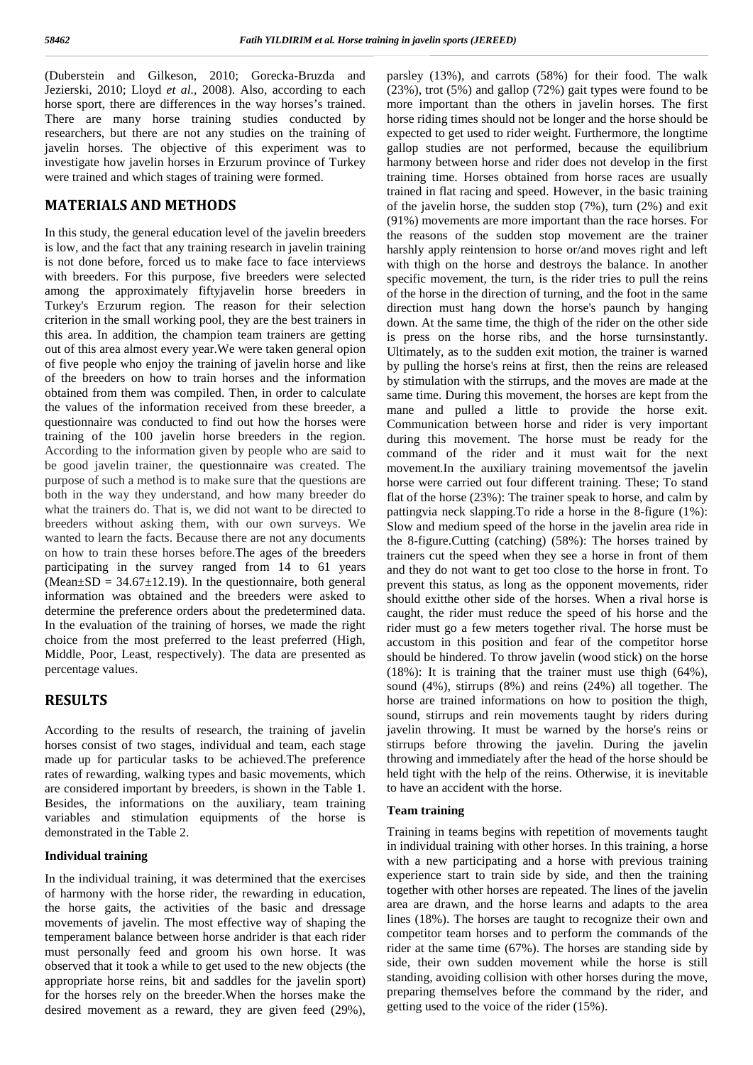(Duberstein and Gilkeson, 2010; Gorecka-Bruzda and Jezierski, 2010; Lloyd *et al.,* 2008). Also, according to each horse sport, there are differences in the way horses's trained. There are many horse training studies conducted by researchers, but there are not any studies on the training of javelin horses. The objective of this experiment was to investigate how javelin horses in Erzurum province of Turkey were trained and which stages of training were formed.

## MATERIALS AND METHODS

In this study, the general education level of the javelin breeders is low, and the fact that any training research in javelin training is not done before, forced us to make face to face interviews with breeders. For this purpose, five breeders were selected among the approximately fiftyjavelin horse breeders in Turkey's Erzurum region. The reason for their selection criterion in the small working pool, they are the best trainers in this area. In addition, the champion team trainers are getting out of this area almost every year.We were taken general opion of five people who enjoy the training of javelin horse and like of the breeders on how to train horses and the information obtained from them was compiled. Then, in order to calculate the values of the information received from these breeder, a questionnaire was conducted to find out how the horses were training of the 100 javelin horse breeders in the region. According to the information given by people who are said to be good javelin trainer, the questionnaire was created. The purpose of such a method is to make sure that the questions are both in the way they understand, and how many breeder do what the trainers do. That is, we did not want to be directed to breeders without asking them, with our own surveys. We wanted to learn the facts. Because there are not any documents on how to train these horses before.The ages of the breeders participating in the survey ranged from 14 to 61 years (Mean±SD = 34.67±12.19). In the questionnaire, both general information was obtained and the breeders were asked to determine the preference orders about the predetermined data. In the evaluation of the training of horses, we made the right choice from the most preferred to the least preferred (High, Middle, Poor, Least, respectively). The data are presented as percentage values.

## RESULTS

According to the results of research, the training of javelin horses consist of two stages, individual and team, each stage made up for particular tasks to be achieved.The preference rates of rewarding, walking types and basic movements, which are considered important by breeders, is shown in the Table 1. Besides, the informations on the auxiliary, team training variables and stimulation equipments of the horse is demonstrated in the Table 2.

### Individual training

In the individual training, it was determined that the exercises of harmony with the horse rider, the rewarding in education, the horse gaits, the activities of the basic and dressage movements of javelin. The most effective way of shaping the temperament balance between horse andrider is that each rider must personally feed and groom his own horse. It was observed that it took a while to get used to the new objects (the appropriate horse reins, bit and saddles for the javelin sport) for the horses rely on the breeder.When the horses make the desired movement as a reward, they are given feed (29%), parsley (13%), and carrots (58%) for their food. The walk (23%), trot (5%) and gallop (72%) gait types were found to be more important than the others in javelin horses. The first horse riding times should not be longer and the horse should be expected to get used to rider weight. Furthermore, the longtime gallop studies are not performed, because the equilibrium harmony between horse and rider does not develop in the first training time. Horses obtained from horse races are usually trained in flat racing and speed. However, in the basic training of the javelin horse, the sudden stop (7%), turn (2%) and exit (91%) movements are more important than the race horses. For the reasons of the sudden stop movement are the trainer harshly apply reintension to horse or/and moves right and left with thigh on the horse and destroys the balance. In another specific movement, the turn, is the rider tries to pull the reins of the horse in the direction of turning, and the foot in the same direction must hang down the horse's paunch by hanging down. At the same time, the thigh of the rider on the other side is press on the horse ribs, and the horse turnsinstantly. Ultimately, as to the sudden exit motion, the trainer is warned by pulling the horse's reins at first, then the reins are released by stimulation with the stirrups, and the moves are made at the same time. During this movement, the horses are kept from the mane and pulled a little to provide the horse exit. Communication between horse and rider is very important during this movement. The horse must be ready for the command of the rider and it must wait for the next movement.In the auxiliary training movementsof the javelin horse were carried out four different training. These; To stand flat of the horse (23%): The trainer speak to horse, and calm by pattingvia neck slapping.To ride a horse in the 8-figure (1%): Slow and medium speed of the horse in the javelin area ride in the 8-figure.Cutting (catching) (58%): The horses trained by trainers cut the speed when they see a horse in front of them and they do not want to get too close to the horse in front. To prevent this status, as long as the opponent movements, rider should exitthe other side of the horses. When a rival horse is caught, the rider must reduce the speed of his horse and the rider must go a few meters together rival. The horse must be accustom in this position and fear of the competitor horse should be hindered. To throw javelin (wood stick) on the horse (18%): It is training that the trainer must use thigh (64%), sound (4%), stirrups (8%) and reins (24%) all together. The horse are trained informations on how to position the thigh, sound, stirrups and rein movements taught by riders during javelin throwing. It must be warned by the horse's reins or stirrups before throwing the javelin. During the javelin throwing and immediately after the head of the horse should be held tight with the help of the reins. Otherwise, it is inevitable to have an accident with the horse.

### Team training

Training in teams begins with repetition of movements taught in individual training with other horses. In this training, a horse with a new participating and a horse with previous training experience start to train side by side, and then the training together with other horses are repeated. The lines of the javelin area are drawn, and the horse learns and adapts to the area lines (18%). The horses are taught to recognize their own and competitor team horses and to perform the commands of the rider at the same time (67%). The horses are standing side by side, their own sudden movement while the horse is still standing, avoiding collision with other horses during the move, preparing themselves before the command by the rider, and getting used to the voice of the rider (15%).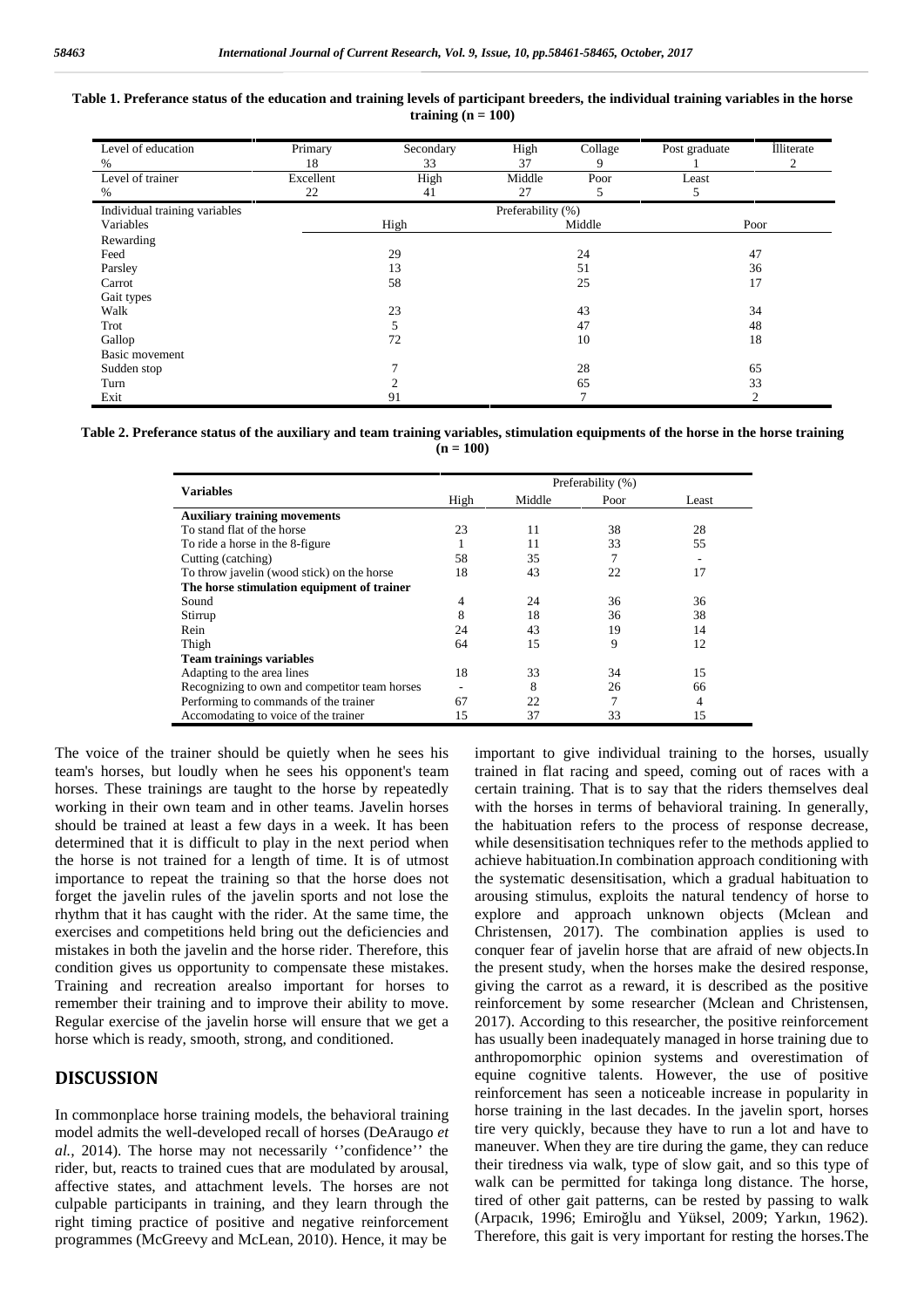**Table 1. Preferance status of the education and training levels of participant breeders, the individual training variables in the horse training (n = 100)**

| Level of education | Primary | Secondary | High | Collage | Post graduate | İlliterate |
|---|---|---|---|---|---|---|
| % | 18 | 33 | 37 | 9 | 1 | 2 |
| Level of trainer | Excellent | High | Middle | Poor | Least | |
| % | 22 | 41 | 27 | 5 | 5 | |

| Individual training variables | Preferability (%) | | |
|---|---|---|---|
| Variables | High | Middle | Poor |
| Rewarding | | | |
| Feed | 29 | 24 | 47 |
| Parsley | 13 | 51 | 36 |
| Carrot | 58 | 25 | 17 |
| Gait types | | | |
| Walk | 23 | 43 | 34 |
| Trot | 5 | 47 | 48 |
| Gallop | 72 | 10 | 18 |
| Basic movement | | | |
| Sudden stop | 7 | 28 | 65 |
| Turn | 2 | 65 | 33 |
| Exit | 91 | 7 | 2 |

**Table 2. Preferance status of the auxiliary and team training variables, stimulation equipments of the horse in the horse training (n = 100)**

| Variables | Preferability (%) | | | |
|---|---|---|---|---|
| | High | Middle | Poor | Least |
| **Auxiliary training movements** | | | | |
| To stand flat of the horse | 23 | 11 | 38 | 28 |
| To ride a horse in the 8-figure | 1 | 11 | 33 | 55 |
| Cutting (catching) | 58 | 35 | 7 | - |
| To throw javelin (wood stick) on the horse | 18 | 43 | 22 | 17 |
| **The horse stimulation equipment of trainer** | | | | |
| Sound | 4 | 24 | 36 | 36 |
| Stirrup | 8 | 18 | 36 | 38 |
| Rein | 24 | 43 | 19 | 14 |
| Thigh | 64 | 15 | 9 | 12 |
| **Team trainings variables** | | | | |
| Adapting to the area lines | 18 | 33 | 34 | 15 |
| Recognizing to own and competitor team horses | - | 8 | 26 | 66 |
| Performing to commands of the trainer | 67 | 22 | 7 | 4 |
| Accomodating to voice of the trainer | 15 | 37 | 33 | 15 |

The voice of the trainer should be quietly when he sees his team's horses, but loudly when he sees his opponent's team horses. These trainings are taught to the horse by repeatedly working in their own team and in other teams. Javelin horses should be trained at least a few days in a week. It has been determined that it is difficult to play in the next period when the horse is not trained for a length of time. It is of utmost importance to repeat the training so that the horse does not forget the javelin rules of the javelin sports and not lose the rhythm that it has caught with the rider. At the same time, the exercises and competitions held bring out the deficiencies and mistakes in both the javelin and the horse rider. Therefore, this condition gives us opportunity to compensate these mistakes. Training and recreation arealso important for horses to remember their training and to improve their ability to move. Regular exercise of the javelin horse will ensure that we get a horse which is ready, smooth, strong, and conditioned.

## DISCUSSION

In commonplace horse training models, the behavioral training model admits the well-developed recall of horses (DeAraugo *et al.,* 2014). The horse may not necessarily ''confidence'' the rider, but, reacts to trained cues that are modulated by arousal, affective states, and attachment levels. The horses are not culpable participants in training, and they learn through the right timing practice of positive and negative reinforcement programmes (McGreevy and McLean, 2010). Hence, it may be important to give individual training to the horses, usually trained in flat racing and speed, coming out of races with a certain training. That is to say that the riders themselves deal with the horses in terms of behavioral training. In generally, the habituation refers to the process of response decrease, while desensitisation techniques refer to the methods applied to achieve habituation.In combination approach conditioning with the systematic desensitisation, which a gradual habituation to arousing stimulus, exploits the natural tendency of horse to explore and approach unknown objects (Mclean and Christensen, 2017). The combination applies is used to conquer fear of javelin horse that are afraid of new objects.In the present study, when the horses make the desired response, giving the carrot as a reward, it is described as the positive reinforcement by some researcher (Mclean and Christensen, 2017). According to this researcher, the positive reinforcement has usually been inadequately managed in horse training due to anthropomorphic opinion systems and overestimation of equine cognitive talents. However, the use of positive reinforcement has seen a noticeable increase in popularity in horse training in the last decades. In the javelin sport, horses tire very quickly, because they have to run a lot and have to maneuver. When they are tire during the game, they can reduce their tiredness via walk, type of slow gait, and so this type of walk can be permitted for takinga long distance. The horse, tired of other gait patterns, can be rested by passing to walk (Arpacık, 1996; Emiroğlu and Yüksel, 2009; Yarkın, 1962). Therefore, this gait is very important for resting the horses.The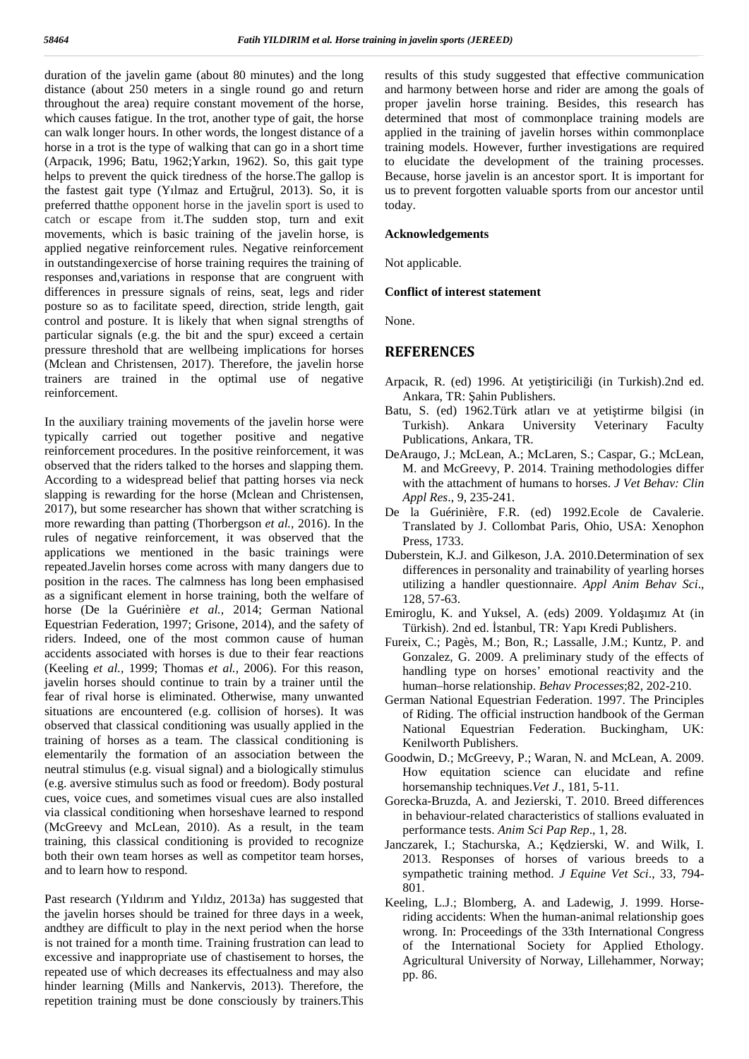duration of the javelin game (about 80 minutes) and the long distance (about 250 meters in a single round go and return throughout the area) require constant movement of the horse, which causes fatigue. In the trot, another type of gait, the horse can walk longer hours. In other words, the longest distance of a horse in a trot is the type of walking that can go in a short time (Arpacık, 1996; Batu, 1962;Yarkın, 1962). So, this gait type helps to prevent the quick tiredness of the horse.The gallop is the fastest gait type (Yılmaz and Ertuğrul, 2013). So, it is preferred thatthe opponent horse in the javelin sport is used to catch or escape from it.The sudden stop, turn and exit movements, which is basic training of the javelin horse, is applied negative reinforcement rules. Negative reinforcement in outstandingexercise of horse training requires the training of responses and,variations in response that are congruent with differences in pressure signals of reins, seat, legs and rider posture so as to facilitate speed, direction, stride length, gait control and posture. It is likely that when signal strengths of particular signals (e.g. the bit and the spur) exceed a certain pressure threshold that are wellbeing implications for horses (Mclean and Christensen, 2017). Therefore, the javelin horse trainers are trained in the optimal use of negative reinforcement.

In the auxiliary training movements of the javelin horse were typically carried out together positive and negative reinforcement procedures. In the positive reinforcement, it was observed that the riders talked to the horses and slapping them. According to a widespread belief that patting horses via neck slapping is rewarding for the horse (Mclean and Christensen, 2017), but some researcher has shown that wither scratching is more rewarding than patting (Thorbergson *et al.,* 2016). In the rules of negative reinforcement, it was observed that the applications we mentioned in the basic trainings were repeated.Javelin horses come across with many dangers due to position in the races. The calmness has long been emphasised as a significant element in horse training, both the welfare of horse (De la Guérinière *et al.,* 2014; German National Equestrian Federation, 1997; Grisone, 2014), and the safety of riders. Indeed, one of the most common cause of human accidents associated with horses is due to their fear reactions (Keeling *et al.,* 1999; Thomas *et al.,* 2006). For this reason, javelin horses should continue to train by a trainer until the fear of rival horse is eliminated. Otherwise, many unwanted situations are encountered (e.g. collision of horses). It was observed that classical conditioning was usually applied in the training of horses as a team. The classical conditioning is elementarily the formation of an association between the neutral stimulus (e.g. visual signal) and a biologically stimulus (e.g. aversive stimulus such as food or freedom). Body postural cues, voice cues, and sometimes visual cues are also installed via classical conditioning when horseshave learned to respond (McGreevy and McLean, 2010). As a result, in the team training, this classical conditioning is provided to recognize both their own team horses as well as competitor team horses, and to learn how to respond.

Past research (Yıldırım and Yıldız, 2013a) has suggested that the javelin horses should be trained for three days in a week, andthey are difficult to play in the next period when the horse is not trained for a month time. Training frustration can lead to excessive and inappropriate use of chastisement to horses, the repeated use of which decreases its effectualness and may also hinder learning (Mills and Nankervis, 2013). Therefore, the repetition training must be done consciously by trainers.This results of this study suggested that effective communication and harmony between horse and rider are among the goals of proper javelin horse training. Besides, this research has determined that most of commonplace training models are applied in the training of javelin horses within commonplace training models. However, further investigations are required to elucidate the development of the training processes. Because, horse javelin is an ancestor sport. It is important for us to prevent forgotten valuable sports from our ancestor until today.

**Acknowledgements**

Not applicable.

**Conflict of interest statement**

None.

## REFERENCES

- Arpacık, R. (ed) 1996. At yetiştiriciliği (in Turkish).2nd ed. Ankara, TR: Şahin Publishers.
- Batu, S. (ed) 1962.Türk atları ve at yetiştirme bilgisi (in Turkish). Ankara University Veterinary Faculty Publications, Ankara, TR.
- DeAraugo, J.; McLean, A.; McLaren, S.; Caspar, G.; McLean, M. and McGreevy, P. 2014. Training methodologies differ with the attachment of humans to horses. *J Vet Behav: Clin Appl Res*., 9, 235-241.
- De la Guérinière, F.R. (ed) 1992.Ecole de Cavalerie. Translated by J. Collombat Paris, Ohio, USA: Xenophon Press, 1733.
- Duberstein, K.J. and Gilkeson, J.A. 2010.Determination of sex differences in personality and trainability of yearling horses utilizing a handler questionnaire. *Appl Anim Behav Sci*., 128, 57-63.
- Emiroglu, K. and Yuksel, A. (eds) 2009. Yoldaşımız At (in Türkish). 2nd ed. İstanbul, TR: Yapı Kredi Publishers.
- Fureix, C.; Pagès, M.; Bon, R.; Lassalle, J.M.; Kuntz, P. and Gonzalez, G. 2009. A preliminary study of the effects of handling type on horses' emotional reactivity and the human–horse relationship. *Behav Processes*;82, 202-210.
- German National Equestrian Federation. 1997. The Principles of Riding. The official instruction handbook of the German National Equestrian Federation. Buckingham, UK: Kenilworth Publishers.
- Goodwin, D.; McGreevy, P.; Waran, N. and McLean, A. 2009. How equitation science can elucidate and refine horsemanship techniques.*Vet J*., 181, 5-11.
- Gorecka-Bruzda, A. and Jezierski, T. 2010. Breed differences in behaviour-related characteristics of stallions evaluated in performance tests. *Anim Sci Pap Rep*., 1, 28.
- Janczarek, I.; Stachurska, A.; Kędzierski, W. and Wilk, I. 2013. Responses of horses of various breeds to a sympathetic training method. *J Equine Vet Sci*., 33, 794-801.
- Keeling, L.J.; Blomberg, A. and Ladewig, J. 1999. Horse-riding accidents: When the human-animal relationship goes wrong. In: Proceedings of the 33th International Congress of the International Society for Applied Ethology. Agricultural University of Norway, Lillehammer, Norway; pp. 86.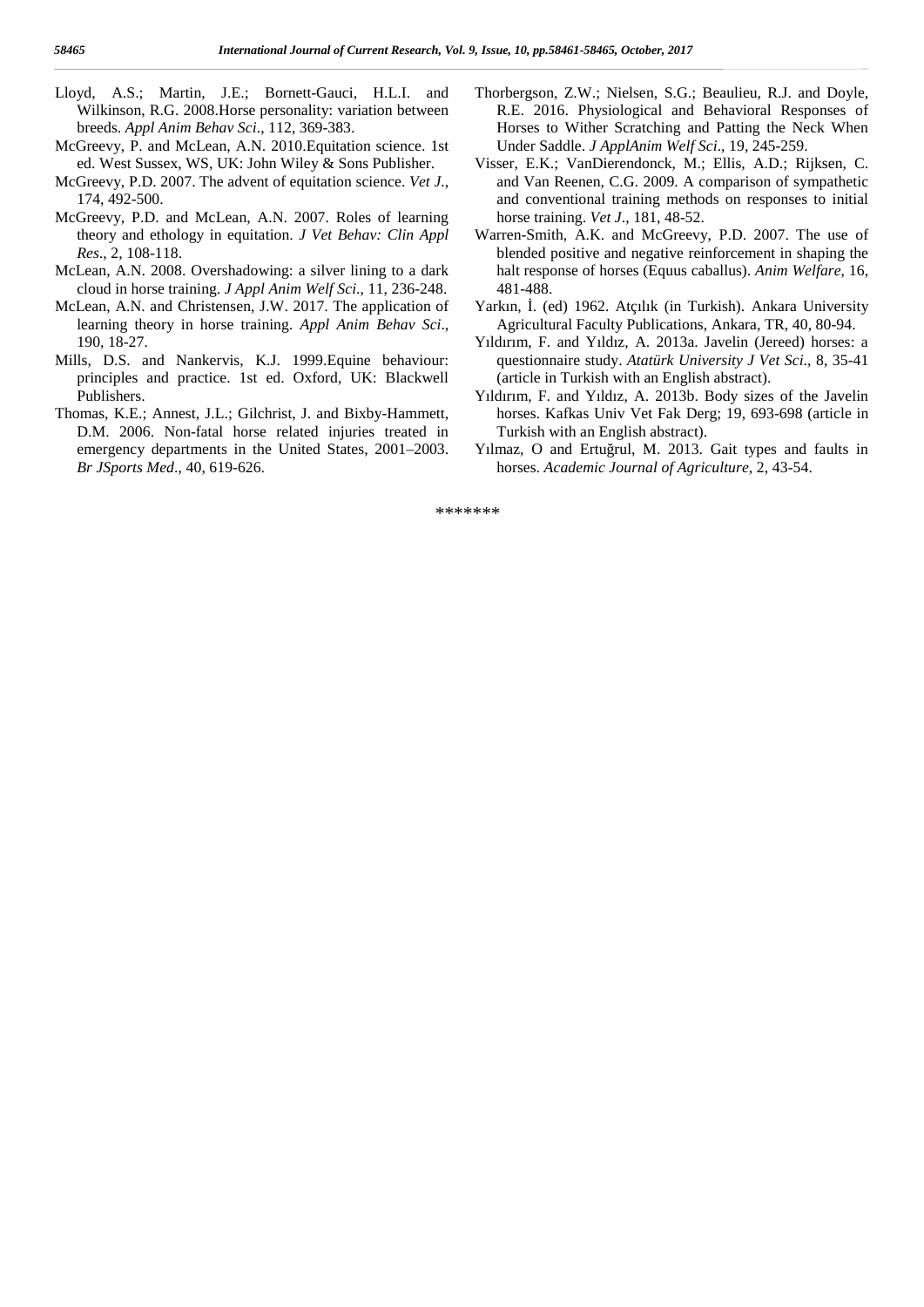Lloyd, A.S.; Martin, J.E.; Bornett-Gauci, H.L.I. and Wilkinson, R.G. 2008.Horse personality: variation between breeds. *Appl Anim Behav Sci*., 112, 369-383.

McGreevy, P. and McLean, A.N. 2010.Equitation science. 1st ed. West Sussex, WS, UK: John Wiley & Sons Publisher.

McGreevy, P.D. 2007. The advent of equitation science. *Vet J*., 174, 492-500.

McGreevy, P.D. and McLean, A.N. 2007. Roles of learning theory and ethology in equitation. *J Vet Behav: Clin Appl Res*., 2, 108-118.

McLean, A.N. 2008. Overshadowing: a silver lining to a dark cloud in horse training. *J Appl Anim Welf Sci*., 11, 236-248.

McLean, A.N. and Christensen, J.W. 2017. The application of learning theory in horse training. *Appl Anim Behav Sci*., 190, 18-27.

Mills, D.S. and Nankervis, K.J. 1999.Equine behaviour: principles and practice. 1st ed. Oxford, UK: Blackwell Publishers.

Thomas, K.E.; Annest, J.L.; Gilchrist, J. and Bixby-Hammett, D.M. 2006. Non-fatal horse related injuries treated in emergency departments in the United States, 2001–2003. *Br JSports Med*., 40, 619-626.

Thorbergson, Z.W.; Nielsen, S.G.; Beaulieu, R.J. and Doyle, R.E. 2016. Physiological and Behavioral Responses of Horses to Wither Scratching and Patting the Neck When Under Saddle. *J ApplAnim Welf Sci*., 19, 245-259.

Visser, E.K.; VanDierendonck, M.; Ellis, A.D.; Rijksen, C. and Van Reenen, C.G. 2009. A comparison of sympathetic and conventional training methods on responses to initial horse training. *Vet J*., 181, 48-52.

Warren-Smith, A.K. and McGreevy, P.D. 2007. The use of blended positive and negative reinforcement in shaping the halt response of horses (Equus caballus). *Anim Welfare*, 16, 481-488.

Yarkın, İ. (ed) 1962. Atçılık (in Turkish). Ankara University Agricultural Faculty Publications, Ankara, TR, 40, 80-94.

Yıldırım, F. and Yıldız, A. 2013a. Javelin (Jereed) horses: a questionnaire study. *Atatürk University J Vet Sci*., 8, 35-41 (article in Turkish with an English abstract).

Yıldırım, F. and Yıldız, A. 2013b. Body sizes of the Javelin horses. Kafkas Univ Vet Fak Derg; 19, 693-698 (article in Turkish with an English abstract).

Yılmaz, O and Ertuğrul, M. 2013. Gait types and faults in horses. *Academic Journal of Agriculture*, 2, 43-54.

\*\*\*\*\*\*\*